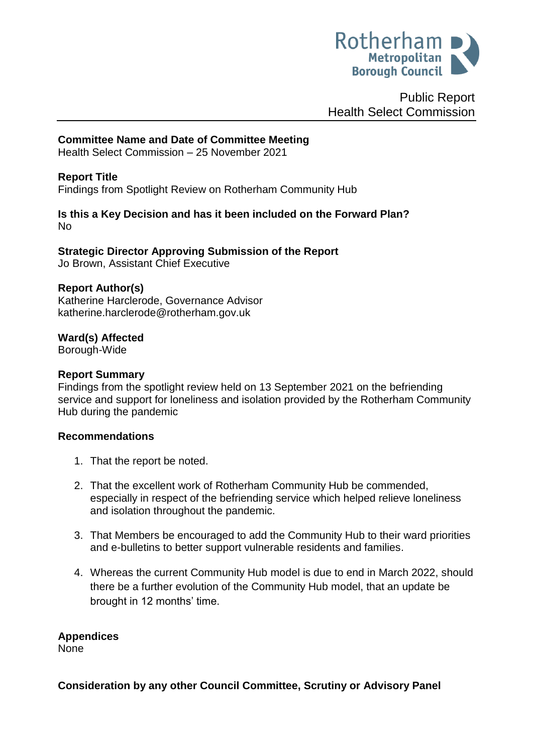Public Report
Health Select Commission

**Committee Name and Date of Committee Meeting**
Health Select Commission – 25 November 2021

**Report Title**
Findings from Spotlight Review on Rotherham Community Hub

**Is this a Key Decision and has it been included on the Forward Plan?**
No

**Strategic Director Approving Submission of the Report**
Jo Brown, Assistant Chief Executive

**Report Author(s)**
Katherine Harclerode, Governance Advisor
katherine.harclerode@rotherham.gov.uk

**Ward(s) Affected**
Borough-Wide

**Report Summary**
Findings from the spotlight review held on 13 September 2021 on the befriending service and support for loneliness and isolation provided by the Rotherham Community Hub during the pandemic

**Recommendations**

1. That the report be noted.

2. That the excellent work of Rotherham Community Hub be commended, especially in respect of the befriending service which helped relieve loneliness and isolation throughout the pandemic.

3. That Members be encouraged to add the Community Hub to their ward priorities and e-bulletins to better support vulnerable residents and families.

4. Whereas the current Community Hub model is due to end in March 2022, should there be a further evolution of the Community Hub model, that an update be brought in 12 months' time.

**Appendices**
None

**Consideration by any other Council Committee, Scrutiny or Advisory Panel**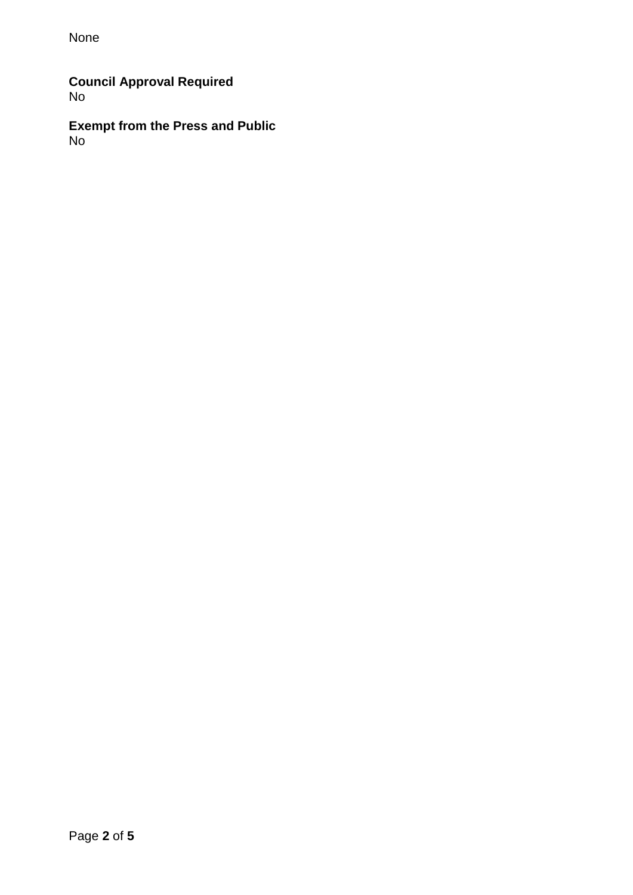None

**Council Approval Required**
No

**Exempt from the Press and Public**
No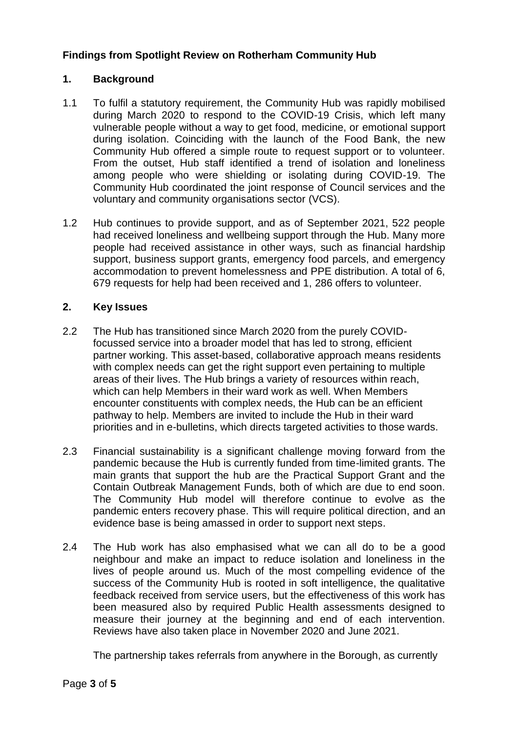**Findings from Spotlight Review on Rotherham Community Hub**

**1. Background**

1.1 To fulfil a statutory requirement, the Community Hub was rapidly mobilised during March 2020 to respond to the COVID-19 Crisis, which left many vulnerable people without a way to get food, medicine, or emotional support during isolation. Coinciding with the launch of the Food Bank, the new Community Hub offered a simple route to request support or to volunteer. From the outset, Hub staff identified a trend of isolation and loneliness among people who were shielding or isolating during COVID-19. The Community Hub coordinated the joint response of Council services and the voluntary and community organisations sector (VCS).

1.2 Hub continues to provide support, and as of September 2021, 522 people had received loneliness and wellbeing support through the Hub. Many more people had received assistance in other ways, such as financial hardship support, business support grants, emergency food parcels, and emergency accommodation to prevent homelessness and PPE distribution. A total of 6, 679 requests for help had been received and 1, 286 offers to volunteer.

**2. Key Issues**

2.2 The Hub has transitioned since March 2020 from the purely COVID-focussed service into a broader model that has led to strong, efficient partner working. This asset-based, collaborative approach means residents with complex needs can get the right support even pertaining to multiple areas of their lives. The Hub brings a variety of resources within reach, which can help Members in their ward work as well. When Members encounter constituents with complex needs, the Hub can be an efficient pathway to help. Members are invited to include the Hub in their ward priorities and in e-bulletins, which directs targeted activities to those wards.

2.3 Financial sustainability is a significant challenge moving forward from the pandemic because the Hub is currently funded from time-limited grants. The main grants that support the hub are the Practical Support Grant and the Contain Outbreak Management Funds, both of which are due to end soon. The Community Hub model will therefore continue to evolve as the pandemic enters recovery phase. This will require political direction, and an evidence base is being amassed in order to support next steps.

2.4 The Hub work has also emphasised what we can all do to be a good neighbour and make an impact to reduce isolation and loneliness in the lives of people around us. Much of the most compelling evidence of the success of the Community Hub is rooted in soft intelligence, the qualitative feedback received from service users, but the effectiveness of this work has been measured also by required Public Health assessments designed to measure their journey at the beginning and end of each intervention. Reviews have also taken place in November 2020 and June 2021.

The partnership takes referrals from anywhere in the Borough, as currently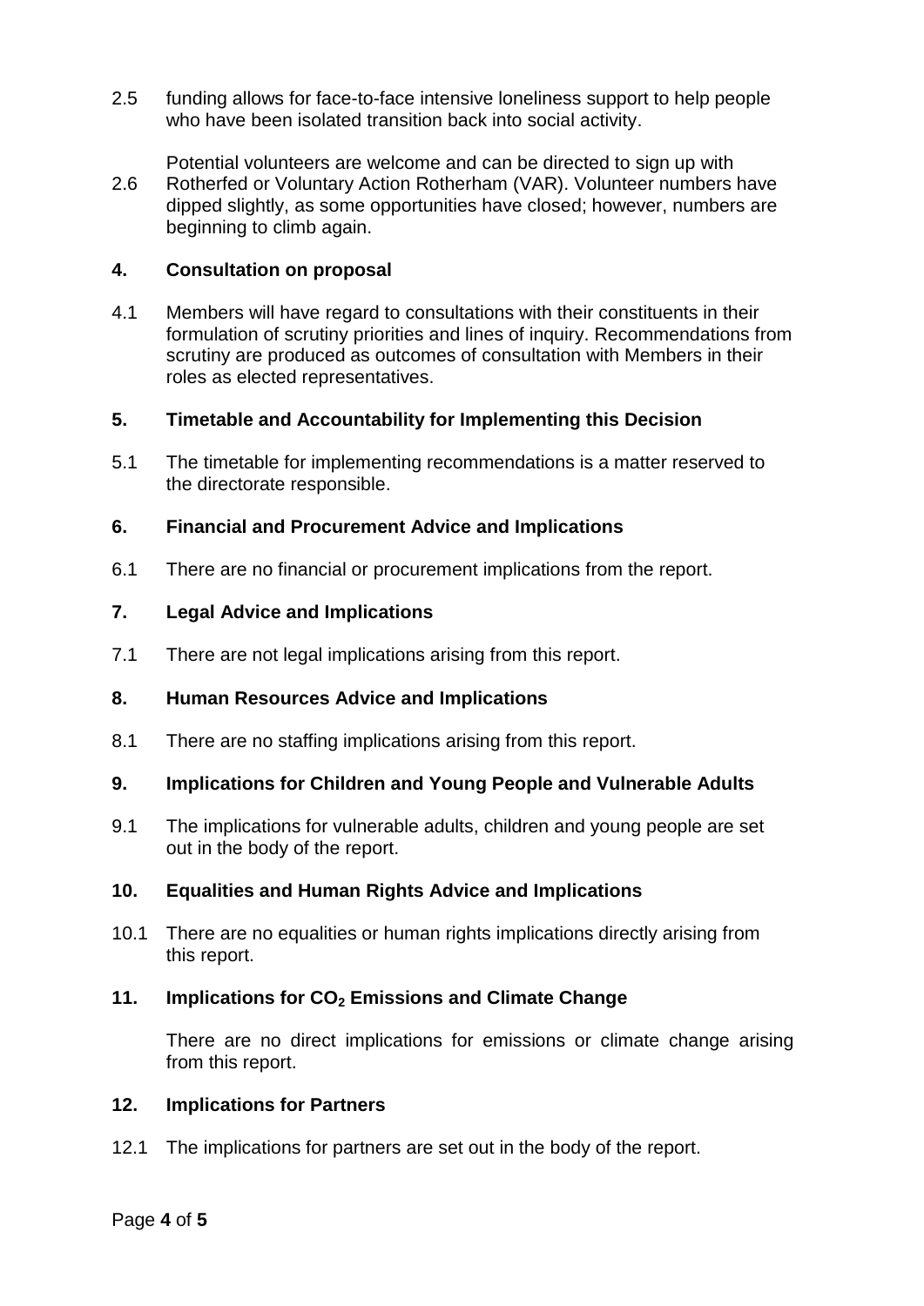2.5 funding allows for face-to-face intensive loneliness support to help people who have been isolated transition back into social activity.

2.6 Potential volunteers are welcome and can be directed to sign up with Rotherfed or Voluntary Action Rotherham (VAR). Volunteer numbers have dipped slightly, as some opportunities have closed; however, numbers are beginning to climb again.

## 4. Consultation on proposal

4.1 Members will have regard to consultations with their constituents in their formulation of scrutiny priorities and lines of inquiry. Recommendations from scrutiny are produced as outcomes of consultation with Members in their roles as elected representatives.

## 5. Timetable and Accountability for Implementing this Decision

5.1 The timetable for implementing recommendations is a matter reserved to the directorate responsible.

## 6. Financial and Procurement Advice and Implications

6.1 There are no financial or procurement implications from the report.

## 7. Legal Advice and Implications

7.1 There are not legal implications arising from this report.

## 8. Human Resources Advice and Implications

8.1 There are no staffing implications arising from this report.

## 9. Implications for Children and Young People and Vulnerable Adults

9.1 The implications for vulnerable adults, children and young people are set out in the body of the report.

## 10. Equalities and Human Rights Advice and Implications

10.1 There are no equalities or human rights implications directly arising from this report.

## 11. Implications for $CO_2$ Emissions and Climate Change

There are no direct implications for emissions or climate change arising from this report.

## 12. Implications for Partners

12.1 The implications for partners are set out in the body of the report.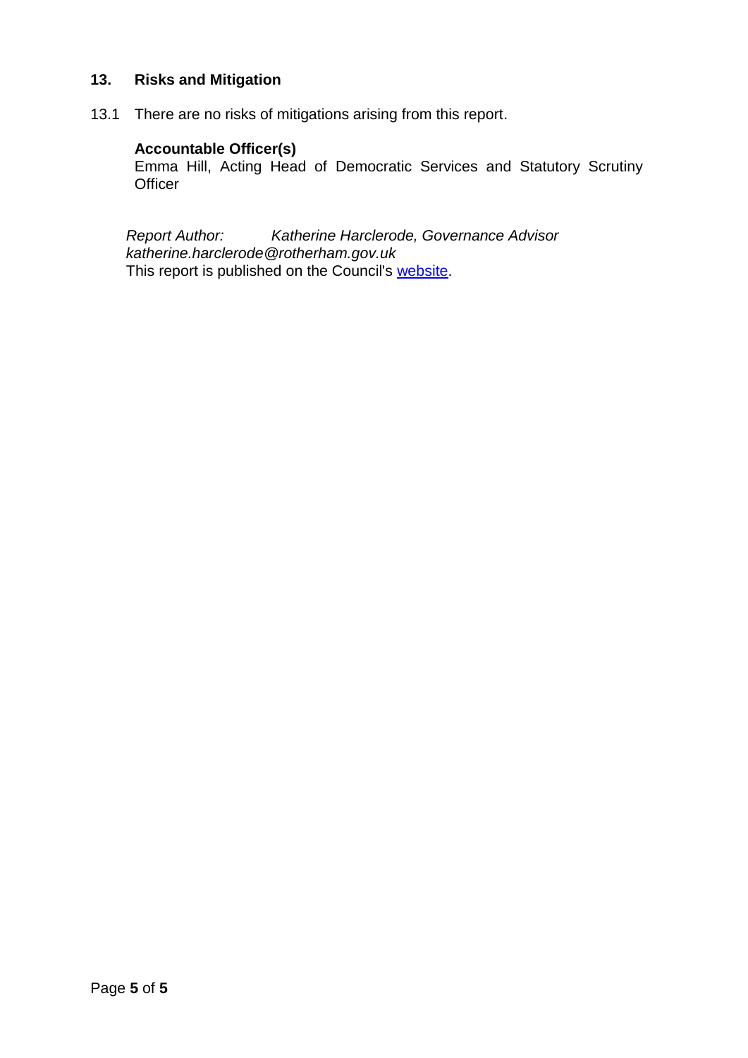## 13. Risks and Mitigation

13.1 There are no risks of mitigations arising from this report.

**Accountable Officer(s)**
Emma Hill, Acting Head of Democratic Services and Statutory Scrutiny Officer

*Report Author:* *Katherine Harclerode, Governance Advisor*
*katherine.harclerode@rotherham.gov.uk*
This report is published on the Council's website.